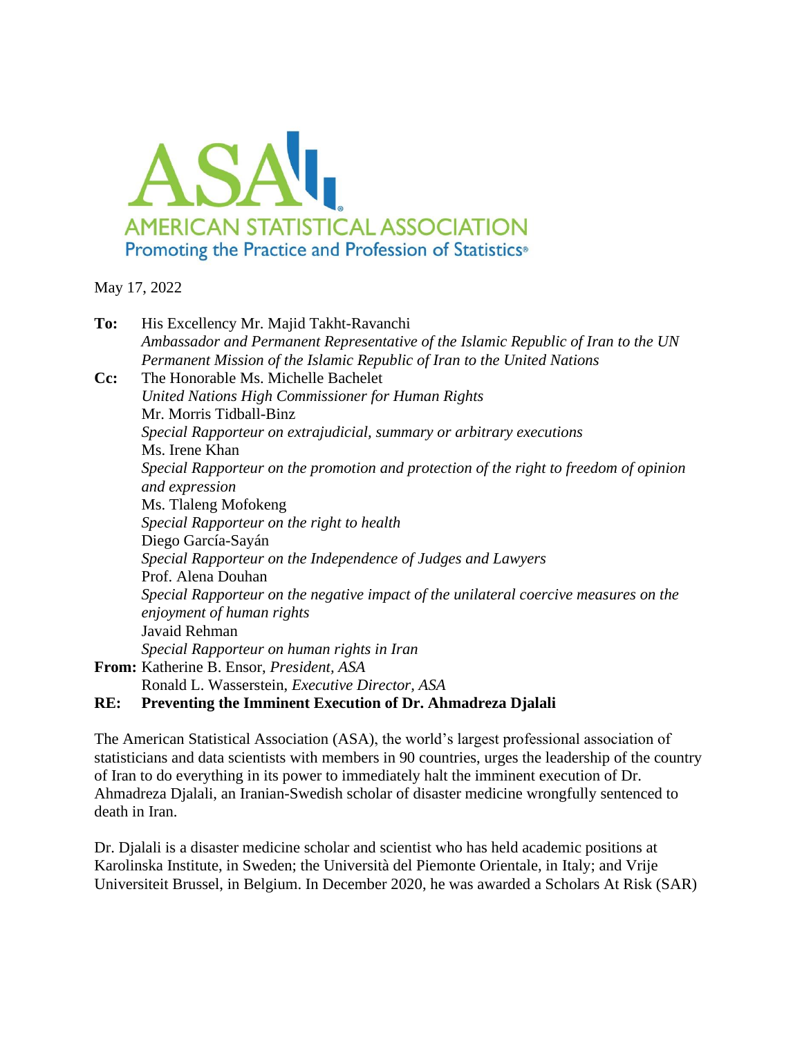ASA
AMERICAN STATISTICAL ASSOCIATION
Promoting the Practice and Profession of Statistics®

May 17, 2022

**To:** His Excellency Mr. Majid Takht-Ravanchi
*Ambassador and Permanent Representative of the Islamic Republic of Iran to the UN*
*Permanent Mission of the Islamic Republic of Iran to the United Nations*

**Cc:** The Honorable Ms. Michelle Bachelet
*United Nations High Commissioner for Human Rights*
Mr. Morris Tidball-Binz
*Special Rapporteur on extrajudicial, summary or arbitrary executions*
Ms. Irene Khan
*Special Rapporteur on the promotion and protection of the right to freedom of opinion and expression*
Ms. Tlaleng Mofokeng
*Special Rapporteur on the right to health*
Diego García-Sayán
*Special Rapporteur on the Independence of Judges and Lawyers*
Prof. Alena Douhan
*Special Rapporteur on the negative impact of the unilateral coercive measures on the enjoyment of human rights*
Javaid Rehman
*Special Rapporteur on human rights in Iran*

**From:** Katherine B. Ensor, *President, ASA*
Ronald L. Wasserstein, *Executive Director, ASA*

**RE: Preventing the Imminent Execution of Dr. Ahmadreza Djalali**

The American Statistical Association (ASA), the world's largest professional association of statisticians and data scientists with members in 90 countries, urges the leadership of the country of Iran to do everything in its power to immediately halt the imminent execution of Dr. Ahmadreza Djalali, an Iranian-Swedish scholar of disaster medicine wrongfully sentenced to death in Iran.

Dr. Djalali is a disaster medicine scholar and scientist who has held academic positions at Karolinska Institute, in Sweden; the Università del Piemonte Orientale, in Italy; and Vrije Universiteit Brussel, in Belgium. In December 2020, he was awarded a Scholars At Risk (SAR)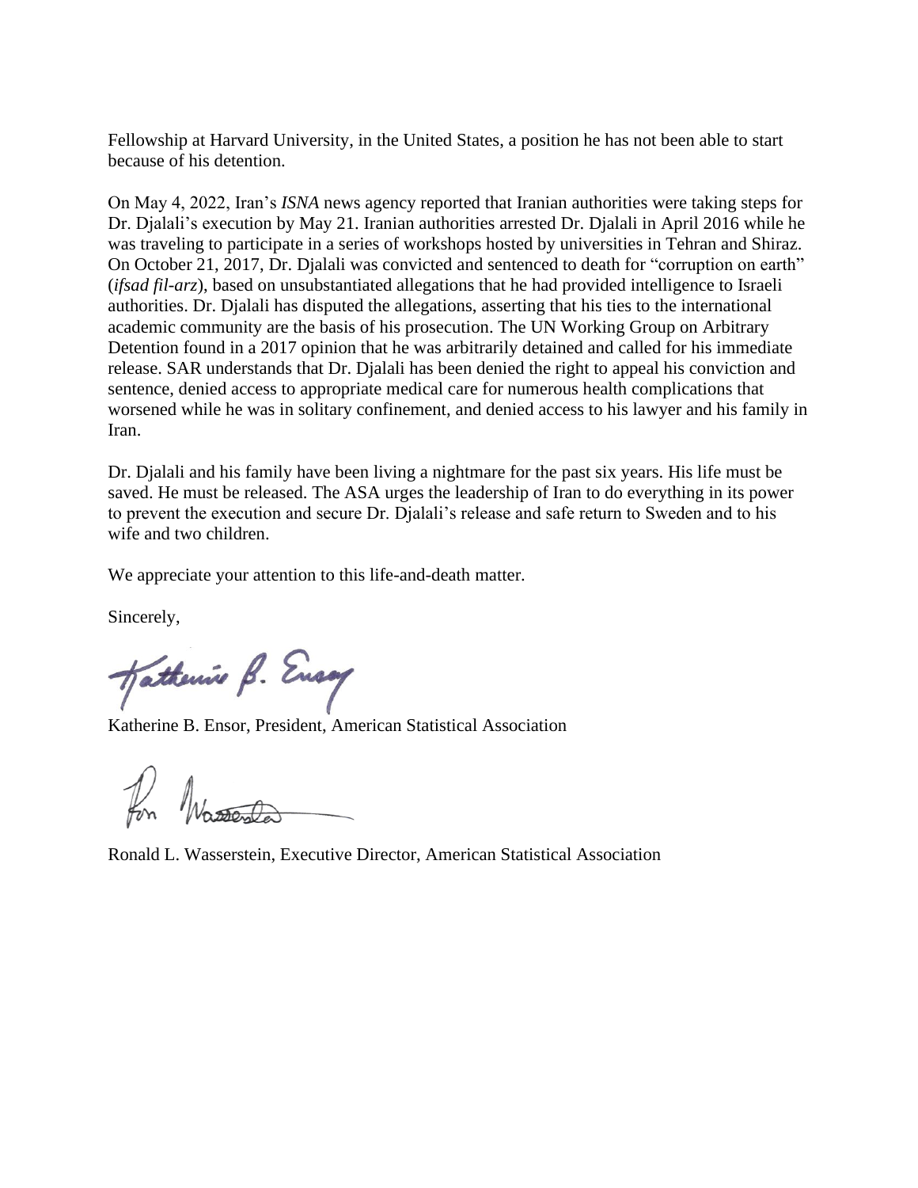Fellowship at Harvard University, in the United States, a position he has not been able to start because of his detention.

On May 4, 2022, Iran's *ISNA* news agency reported that Iranian authorities were taking steps for Dr. Djalali's execution by May 21. Iranian authorities arrested Dr. Djalali in April 2016 while he was traveling to participate in a series of workshops hosted by universities in Tehran and Shiraz. On October 21, 2017, Dr. Djalali was convicted and sentenced to death for "corruption on earth" (*ifsad fil-arz*), based on unsubstantiated allegations that he had provided intelligence to Israeli authorities. Dr. Djalali has disputed the allegations, asserting that his ties to the international academic community are the basis of his prosecution. The UN Working Group on Arbitrary Detention found in a 2017 opinion that he was arbitrarily detained and called for his immediate release. SAR understands that Dr. Djalali has been denied the right to appeal his conviction and sentence, denied access to appropriate medical care for numerous health complications that worsened while he was in solitary confinement, and denied access to his lawyer and his family in Iran.

Dr. Djalali and his family have been living a nightmare for the past six years. His life must be saved. He must be released. The ASA urges the leadership of Iran to do everything in its power to prevent the execution and secure Dr. Djalali's release and safe return to Sweden and to his wife and two children.

We appreciate your attention to this life-and-death matter.

Sincerely,

Katherine B. Ensor, President, American Statistical Association

Ronald L. Wasserstein, Executive Director, American Statistical Association